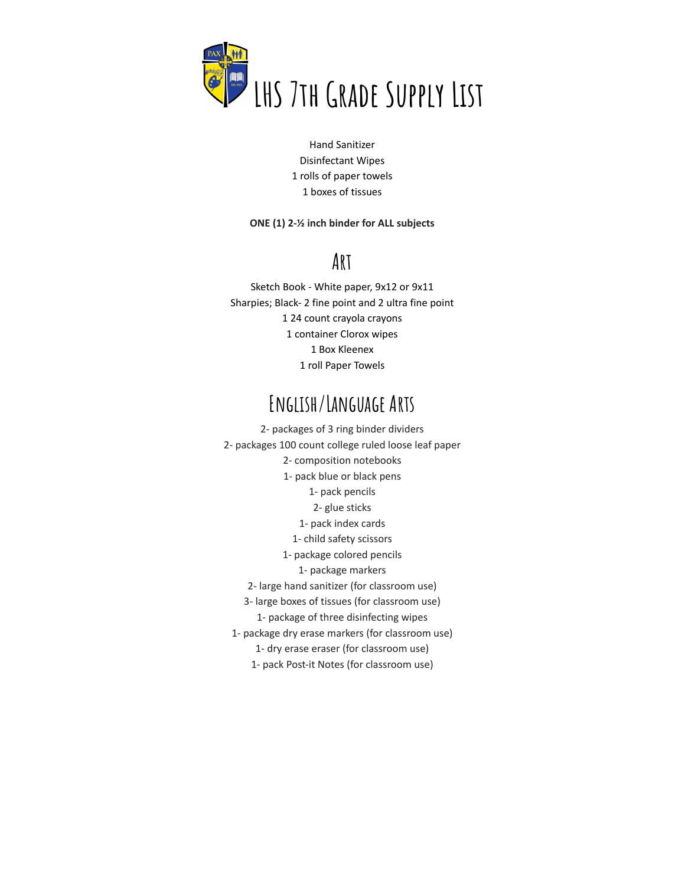# LHS 7th Grade Supply List

Hand Sanitizer
Disinfectant Wipes
1 rolls of paper towels
1 boxes of tissues

**ONE (1) 2-½ inch binder for ALL subjects**

## Art

Sketch Book - White paper, 9x12 or 9x11
Sharpies; Black- 2 fine point and 2 ultra fine point
1 24 count crayola crayons
1 container Clorox wipes
1 Box Kleenex
1 roll Paper Towels

## English/Language Arts

2- packages of 3 ring binder dividers
2- packages 100 count college ruled loose leaf paper
2- composition notebooks
1- pack blue or black pens
1- pack pencils
2- glue sticks
1- pack index cards
1- child safety scissors
1- package colored pencils
1- package markers
2- large hand sanitizer (for classroom use)
3- large boxes of tissues (for classroom use)
1- package of three disinfecting wipes
1- package dry erase markers (for classroom use)
1- dry erase eraser (for classroom use)
1- pack Post-it Notes (for classroom use)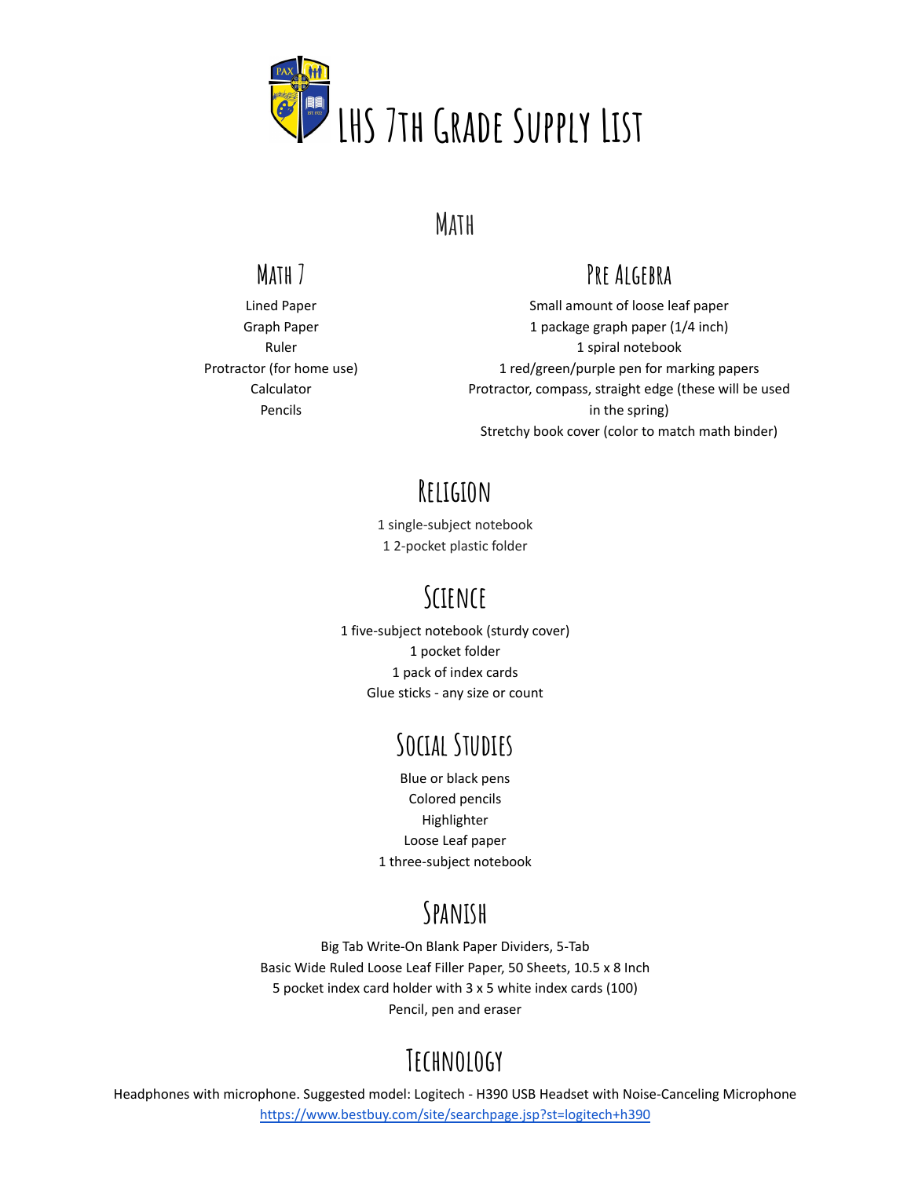# LHS 7th Grade Supply List

## Math

### Math 7

Lined Paper
Graph Paper
Ruler
Protractor (for home use)
Calculator
Pencils

### Pre Algebra

Small amount of loose leaf paper
1 package graph paper (1/4 inch)
1 spiral notebook
1 red/green/purple pen for marking papers
Protractor, compass, straight edge (these will be used in the spring)
Stretchy book cover (color to match math binder)

## Religion

1 single-subject notebook
1 2-pocket plastic folder

## Science

1 five-subject notebook (sturdy cover)
1 pocket folder
1 pack of index cards
Glue sticks - any size or count

## Social Studies

Blue or black pens
Colored pencils
Highlighter
Loose Leaf paper
1 three-subject notebook

## Spanish

Big Tab Write-On Blank Paper Dividers, 5-Tab
Basic Wide Ruled Loose Leaf Filler Paper, 50 Sheets, 10.5 x 8 Inch
5 pocket index card holder with 3 x 5 white index cards (100)
Pencil, pen and eraser

## Technology

Headphones with microphone. Suggested model: Logitech - H390 USB Headset with Noise-Canceling Microphone
https://www.bestbuy.com/site/searchpage.jsp?st=logitech+h390